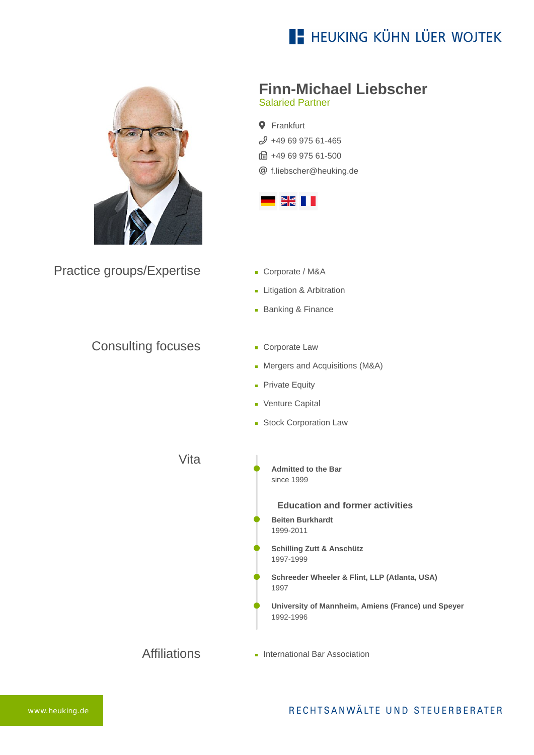# Finn-Michael Liebscher

Salaried Partner

- Frankfurt
- +49 69 975 61-465
- +49 69 975 61-500
- f.liebscher@heuking.de

## Practice groups/Expertise

- Corporate / M&A
- Litigation & Arbitration
- Banking & Finance

## Consulting focuses

- Corporate Law
- Mergers and Acquisitions (M&A)
- Private Equity
- Venture Capital
- Stock Corporation Law

## Vita

**Admitted to the Bar**
since 1999

### Education and former activities

**Beiten Burkhardt**
1999-2011

**Schilling Zutt & Anschütz**
1997-1999

**Schreeder Wheeler & Flint, LLP (Atlanta, USA)**
1997

**University of Mannheim, Amiens (France) und Speyer**
1992-1996

## Affiliations

- International Bar Association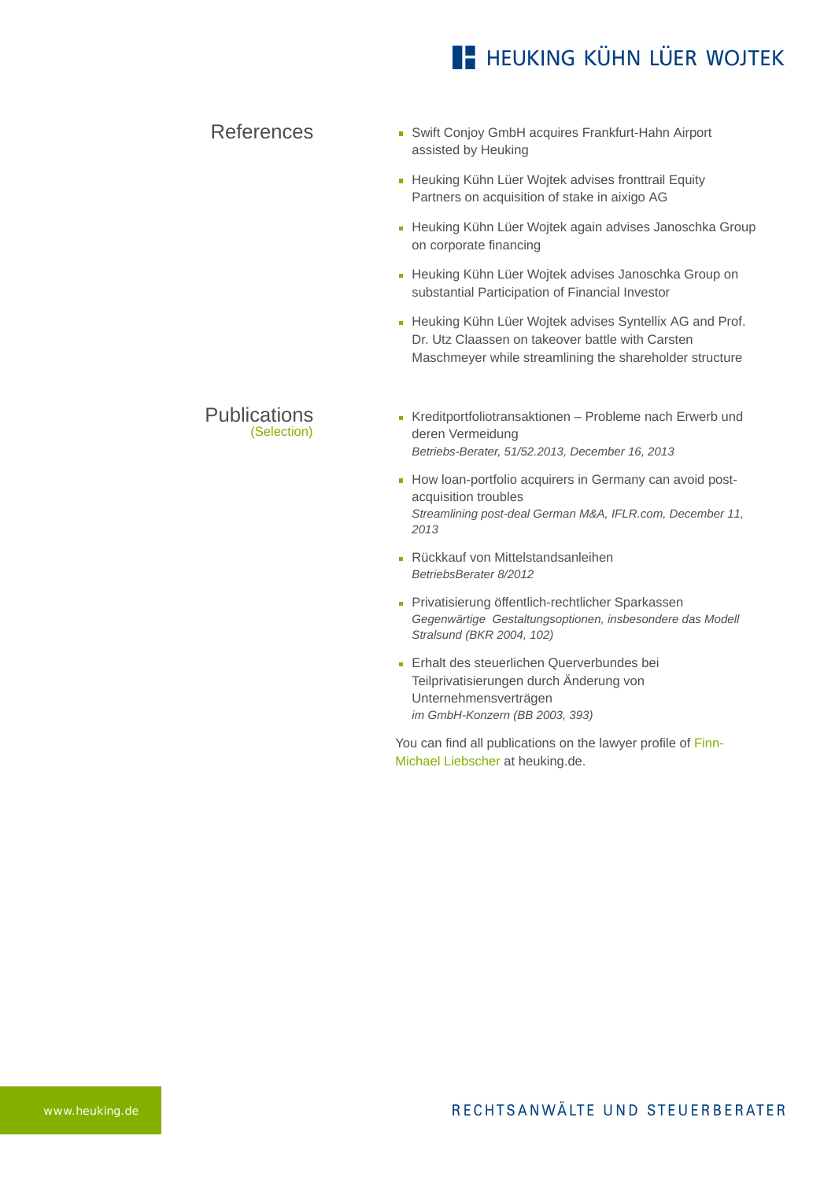## References

- Swift Conjoy GmbH acquires Frankfurt-Hahn Airport assisted by Heuking
- Heuking Kühn Lüer Wojtek advises fronttrail Equity Partners on acquisition of stake in aixigo AG
- Heuking Kühn Lüer Wojtek again advises Janoschka Group on corporate financing
- Heuking Kühn Lüer Wojtek advises Janoschka Group on substantial Participation of Financial Investor
- Heuking Kühn Lüer Wojtek advises Syntellix AG and Prof. Dr. Utz Claassen on takeover battle with Carsten Maschmeyer while streamlining the shareholder structure

## Publications
(Selection)

- Kreditportfoliotransaktionen – Probleme nach Erwerb und deren Vermeidung
  *Betriebs-Berater, 51/52.2013, December 16, 2013*
- How loan-portfolio acquirers in Germany can avoid post-acquisition troubles
  *Streamlining post-deal German M&A, IFLR.com, December 11, 2013*
- Rückkauf von Mittelstandsanleihen
  *BetriebsBerater 8/2012*
- Privatisierung öffentlich-rechtlicher Sparkassen
  *Gegenwärtige Gestaltungsoptionen, insbesondere das Modell Stralsund (BKR 2004, 102)*
- Erhalt des steuerlichen Querverbundes bei Teilprivatisierungen durch Änderung von Unternehmensverträgen
  *im GmbH-Konzern (BB 2003, 393)*

You can find all publications on the lawyer profile of Finn-Michael Liebscher at heuking.de.